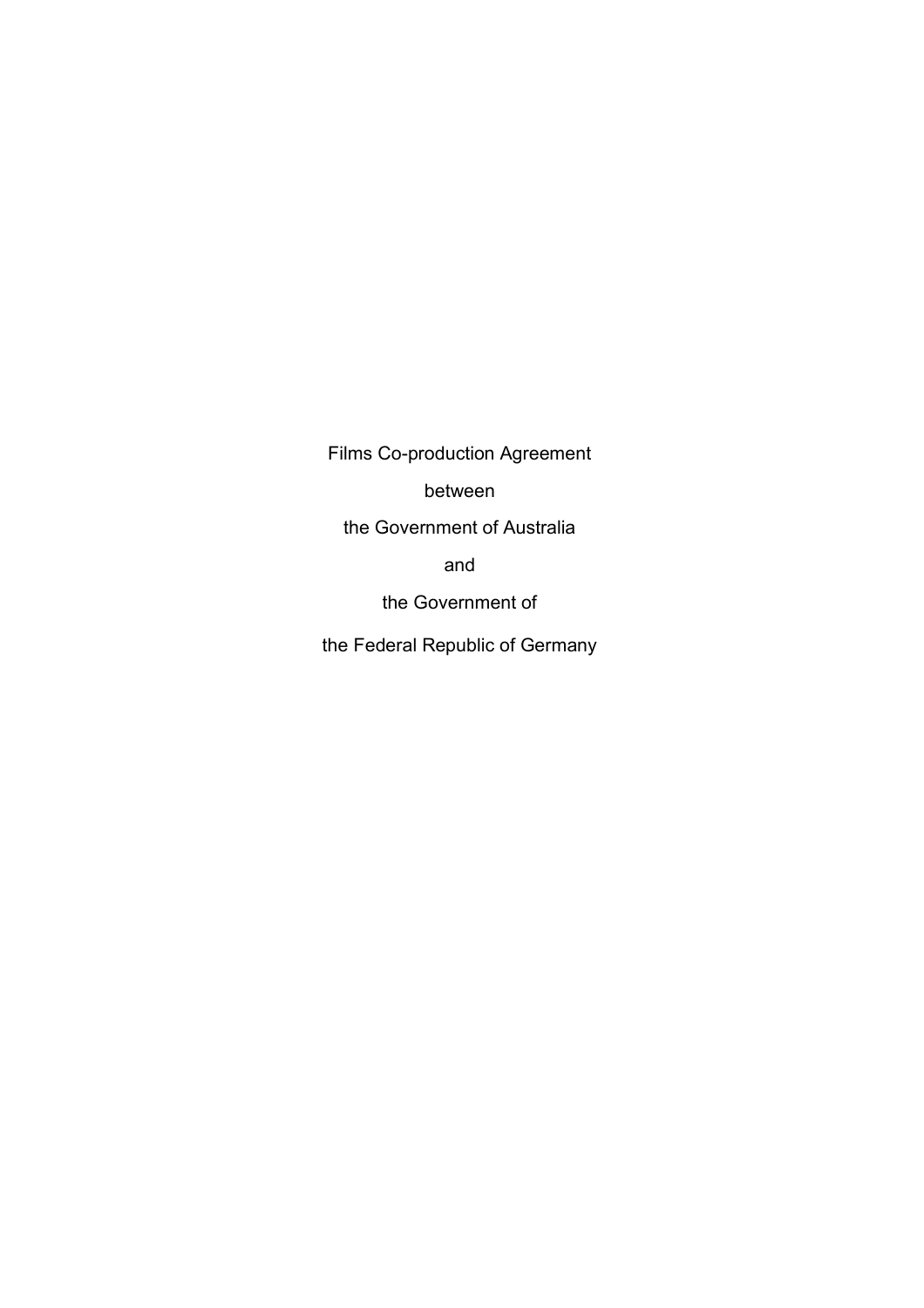Films Co-production Agreement

between

the Government of Australia

and

the Government of

the Federal Republic of Germany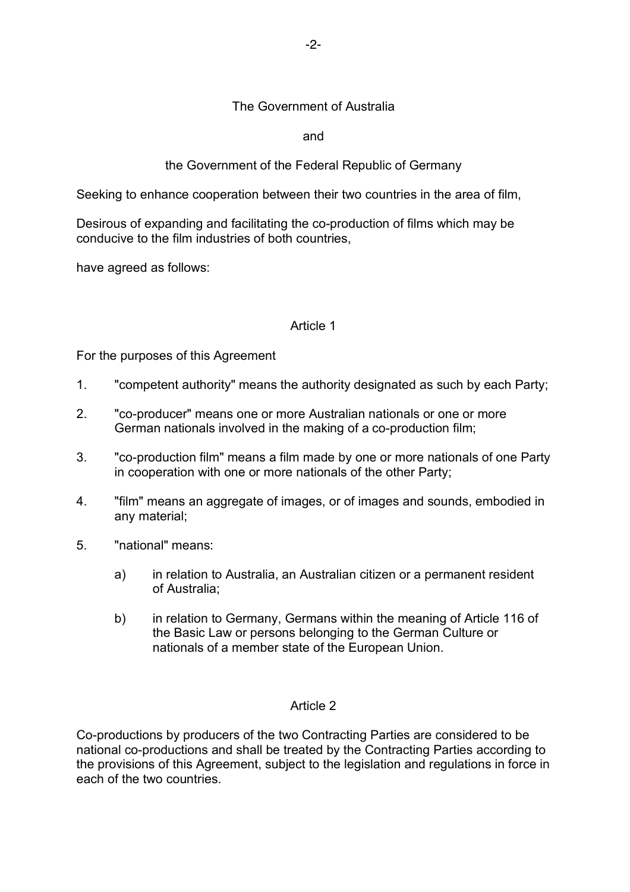The Government of Australia

and

the Government of the Federal Republic of Germany

Seeking to enhance cooperation between their two countries in the area of film,

Desirous of expanding and facilitating the co-production of films which may be conducive to the film industries of both countries,

have agreed as follows:

## Article 1

For the purposes of this Agreement

1. "competent authority" means the authority designated as such by each Party;

2. "co-producer" means one or more Australian nationals or one or more German nationals involved in the making of a co-production film;

3. "co-production film" means a film made by one or more nationals of one Party in cooperation with one or more nationals of the other Party;

4. "film" means an aggregate of images, or of images and sounds, embodied in any material;

5. "national" means:

   a) in relation to Australia, an Australian citizen or a permanent resident of Australia;

   b) in relation to Germany, Germans within the meaning of Article 116 of the Basic Law or persons belonging to the German Culture or nationals of a member state of the European Union.

## Article 2

Co-productions by producers of the two Contracting Parties are considered to be national co-productions and shall be treated by the Contracting Parties according to the provisions of this Agreement, subject to the legislation and regulations in force in each of the two countries.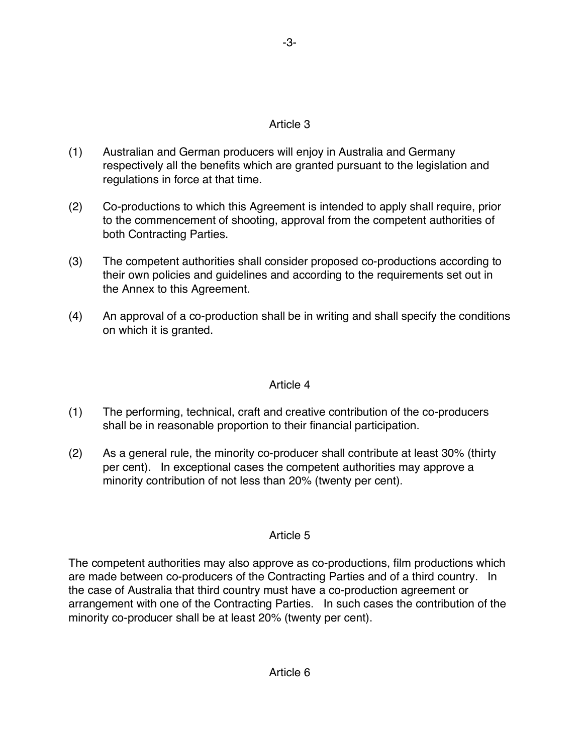## Article 3

(1) Australian and German producers will enjoy in Australia and Germany respectively all the benefits which are granted pursuant to the legislation and regulations in force at that time.

(2) Co-productions to which this Agreement is intended to apply shall require, prior to the commencement of shooting, approval from the competent authorities of both Contracting Parties.

(3) The competent authorities shall consider proposed co-productions according to their own policies and guidelines and according to the requirements set out in the Annex to this Agreement.

(4) An approval of a co-production shall be in writing and shall specify the conditions on which it is granted.

## Article 4

(1) The performing, technical, craft and creative contribution of the co-producers shall be in reasonable proportion to their financial participation.

(2) As a general rule, the minority co-producer shall contribute at least 30% (thirty per cent). In exceptional cases the competent authorities may approve a minority contribution of not less than 20% (twenty per cent).

## Article 5

The competent authorities may also approve as co-productions, film productions which are made between co-producers of the Contracting Parties and of a third country. In the case of Australia that third country must have a co-production agreement or arrangement with one of the Contracting Parties. In such cases the contribution of the minority co-producer shall be at least 20% (twenty per cent).

## Article 6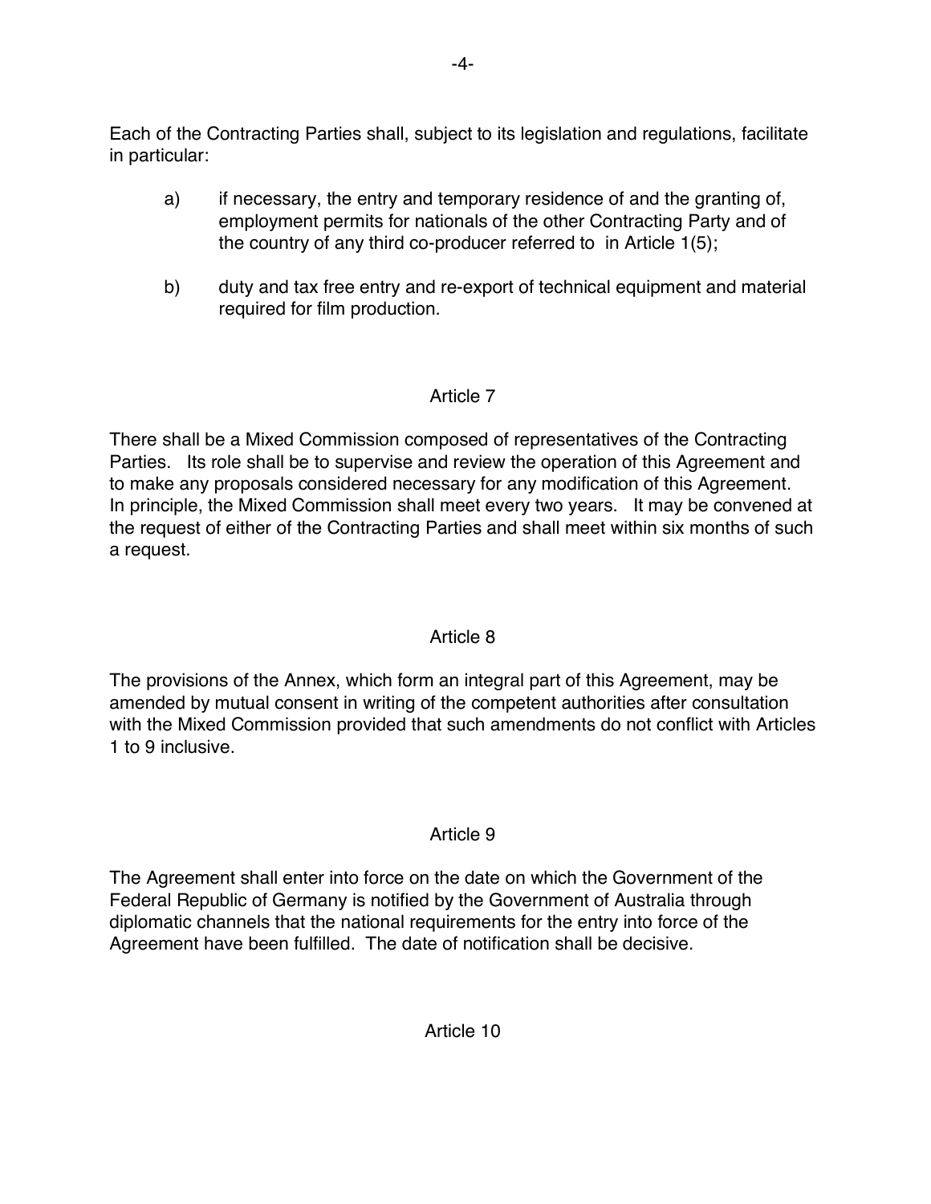Each of the Contracting Parties shall, subject to its legislation and regulations, facilitate in particular:

a) if necessary, the entry and temporary residence of and the granting of, employment permits for nationals of the other Contracting Party and of the country of any third co-producer referred to in Article 1(5);

b) duty and tax free entry and re-export of technical equipment and material required for film production.

## Article 7

There shall be a Mixed Commission composed of representatives of the Contracting Parties. Its role shall be to supervise and review the operation of this Agreement and to make any proposals considered necessary for any modification of this Agreement. In principle, the Mixed Commission shall meet every two years. It may be convened at the request of either of the Contracting Parties and shall meet within six months of such a request.

## Article 8

The provisions of the Annex, which form an integral part of this Agreement, may be amended by mutual consent in writing of the competent authorities after consultation with the Mixed Commission provided that such amendments do not conflict with Articles 1 to 9 inclusive.

## Article 9

The Agreement shall enter into force on the date on which the Government of the Federal Republic of Germany is notified by the Government of Australia through diplomatic channels that the national requirements for the entry into force of the Agreement have been fulfilled. The date of notification shall be decisive.

## Article 10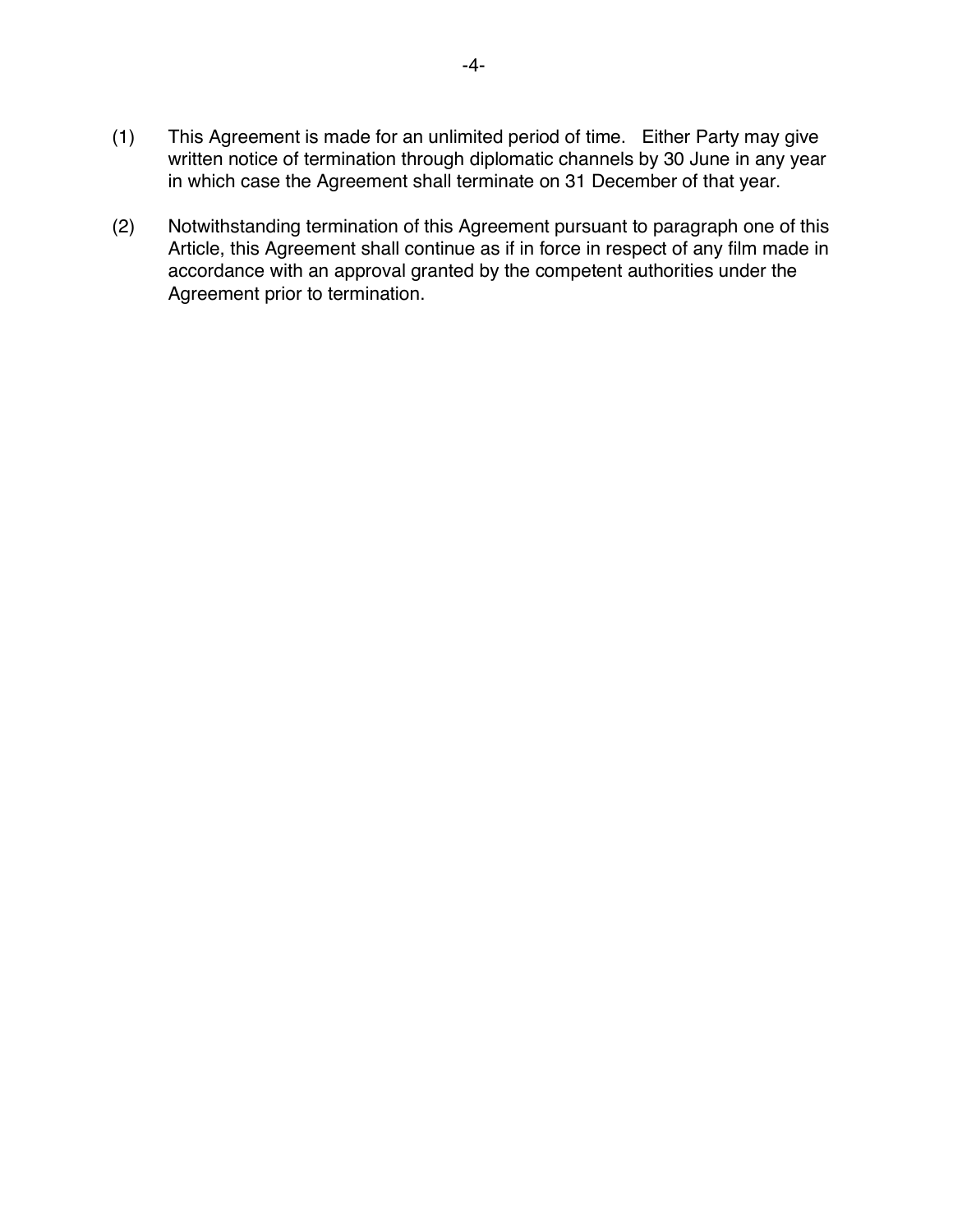(1) This Agreement is made for an unlimited period of time. Either Party may give written notice of termination through diplomatic channels by 30 June in any year in which case the Agreement shall terminate on 31 December of that year.

(2) Notwithstanding termination of this Agreement pursuant to paragraph one of this Article, this Agreement shall continue as if in force in respect of any film made in accordance with an approval granted by the competent authorities under the Agreement prior to termination.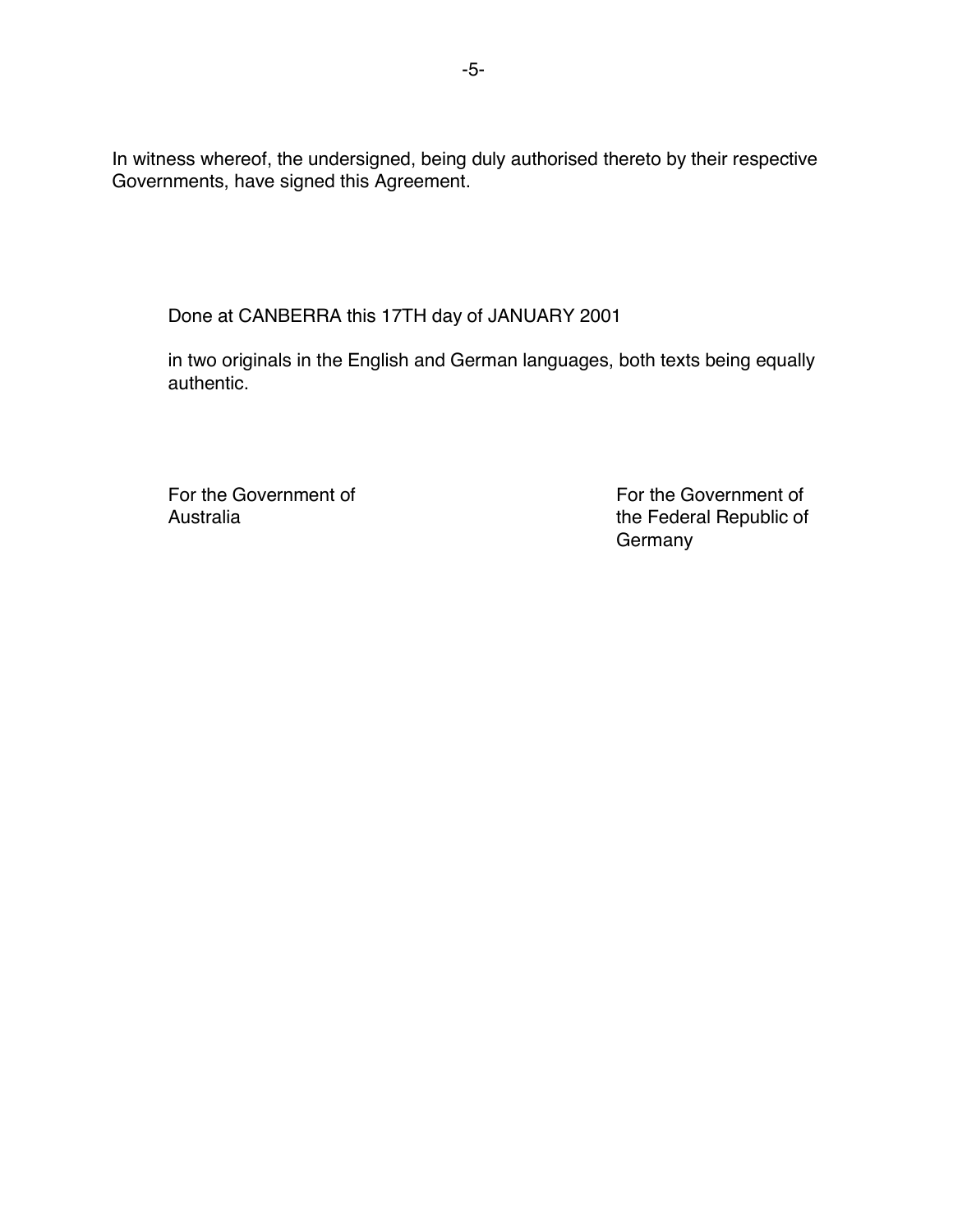In witness whereof, the undersigned, being duly authorised thereto by their respective Governments, have signed this Agreement.

Done at CANBERRA this 17TH day of JANUARY 2001

in two originals in the English and German languages, both texts being equally authentic.

| For the Government of Australia | For the Government of the Federal Republic of Germany |
| --- | --- |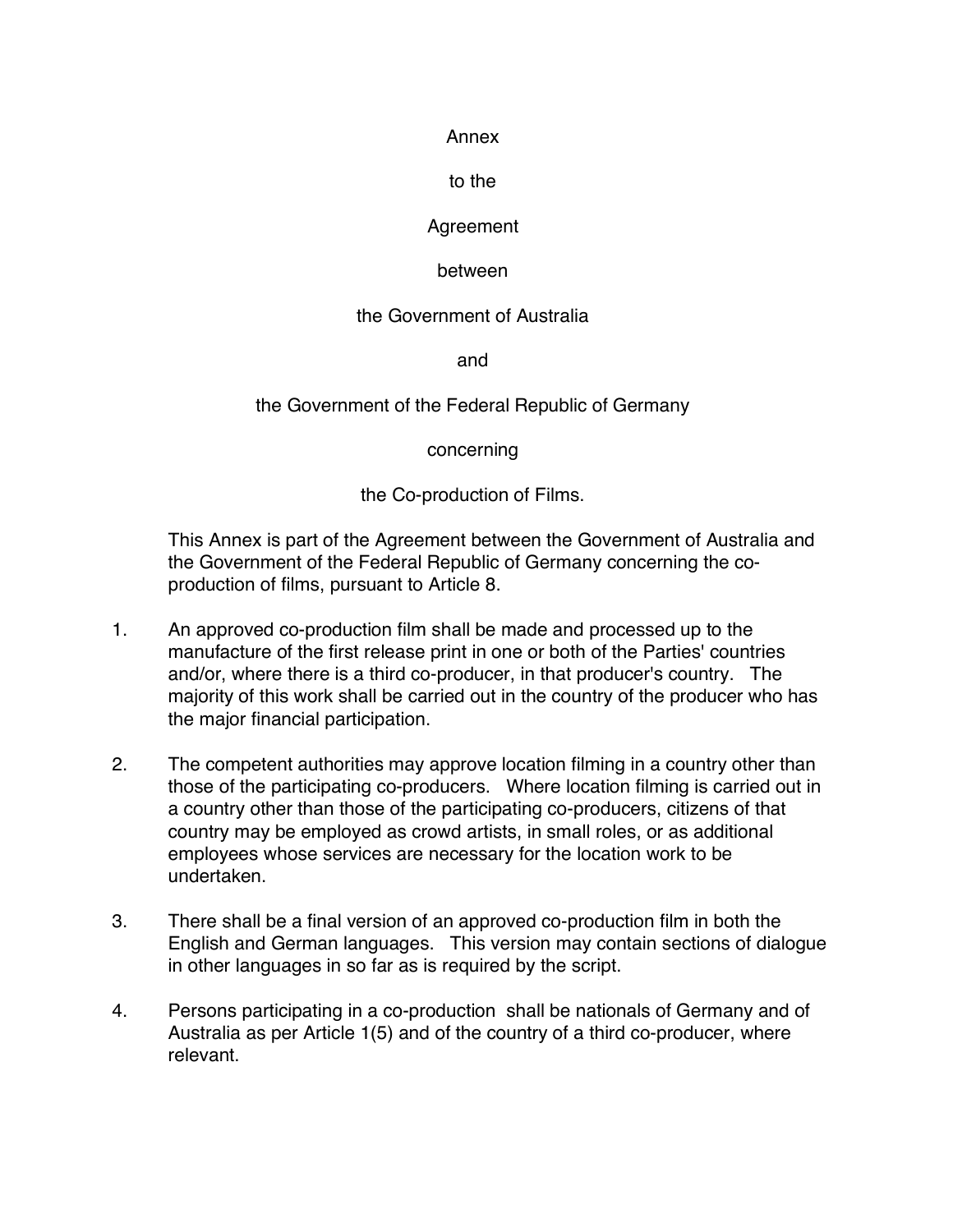Annex

to the

Agreement

between

the Government of Australia

and

the Government of the Federal Republic of Germany

concerning

the Co-production of Films.

This Annex is part of the Agreement between the Government of Australia and the Government of the Federal Republic of Germany concerning the co-production of films, pursuant to Article 8.

1. An approved co-production film shall be made and processed up to the manufacture of the first release print in one or both of the Parties' countries and/or, where there is a third co-producer, in that producer's country. The majority of this work shall be carried out in the country of the producer who has the major financial participation.

2. The competent authorities may approve location filming in a country other than those of the participating co-producers. Where location filming is carried out in a country other than those of the participating co-producers, citizens of that country may be employed as crowd artists, in small roles, or as additional employees whose services are necessary for the location work to be undertaken.

3. There shall be a final version of an approved co-production film in both the English and German languages. This version may contain sections of dialogue in other languages in so far as is required by the script.

4. Persons participating in a co-production shall be nationals of Germany and of Australia as per Article 1(5) and of the country of a third co-producer, where relevant.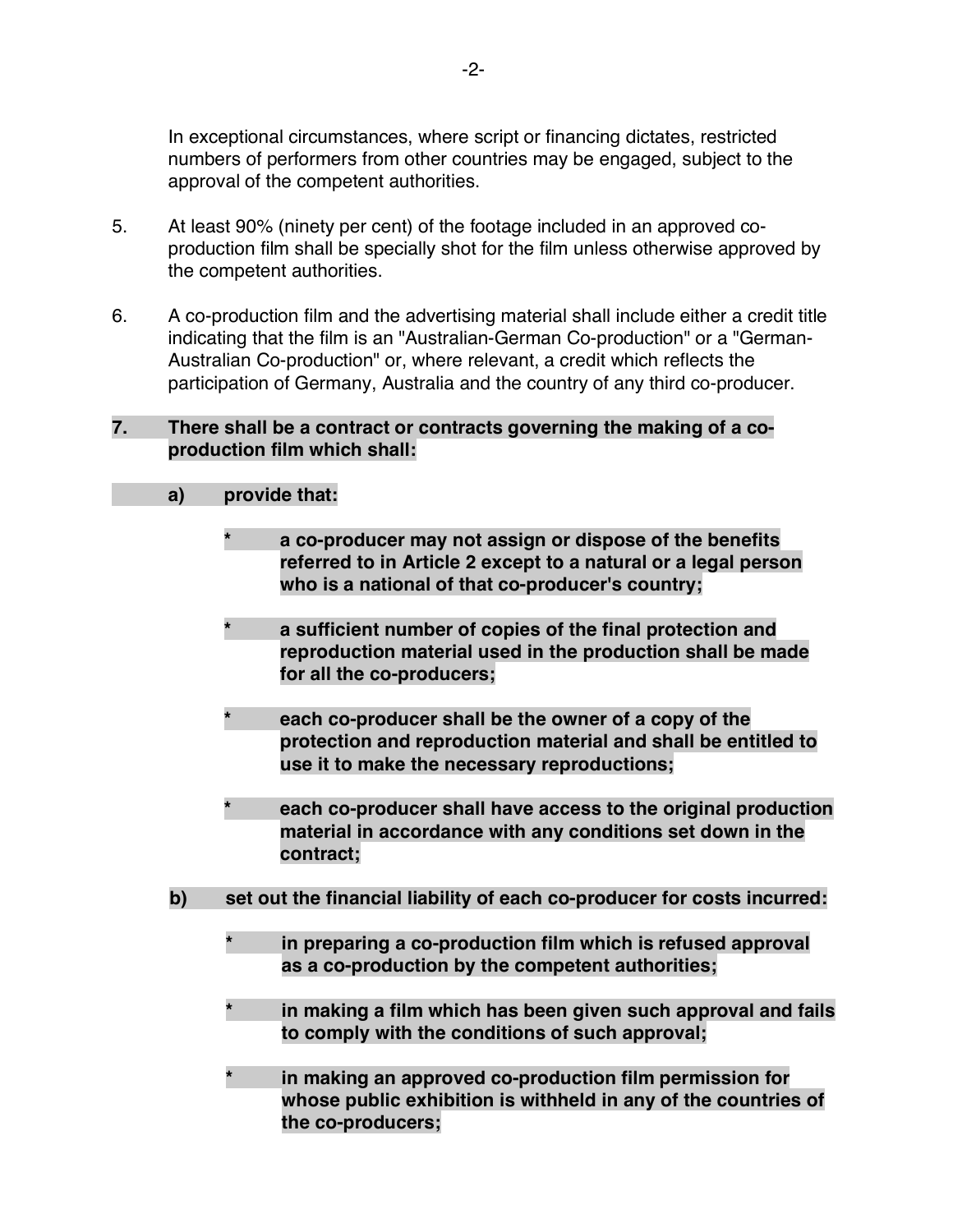In exceptional circumstances, where script or financing dictates, restricted numbers of performers from other countries may be engaged, subject to the approval of the competent authorities.

5. At least 90% (ninety per cent) of the footage included in an approved co-production film shall be specially shot for the film unless otherwise approved by the competent authorities.

6. A co-production film and the advertising material shall include either a credit title indicating that the film is an "Australian-German Co-production" or a "German-Australian Co-production" or, where relevant, a credit which reflects the participation of Germany, Australia and the country of any third co-producer.

**7. There shall be a contract or contracts governing the making of a co-production film which shall:**

**a) provide that:**

- **a co-producer may not assign or dispose of the benefits referred to in Article 2 except to a natural or a legal person who is a national of that co-producer's country;**
- **a sufficient number of copies of the final protection and reproduction material used in the production shall be made for all the co-producers;**
- **each co-producer shall be the owner of a copy of the protection and reproduction material and shall be entitled to use it to make the necessary reproductions;**
- **each co-producer shall have access to the original production material in accordance with any conditions set down in the contract;**

**b) set out the financial liability of each co-producer for costs incurred:**

- **in preparing a co-production film which is refused approval as a co-production by the competent authorities;**
- **in making a film which has been given such approval and fails to comply with the conditions of such approval;**
- **in making an approved co-production film permission for whose public exhibition is withheld in any of the countries of the co-producers;**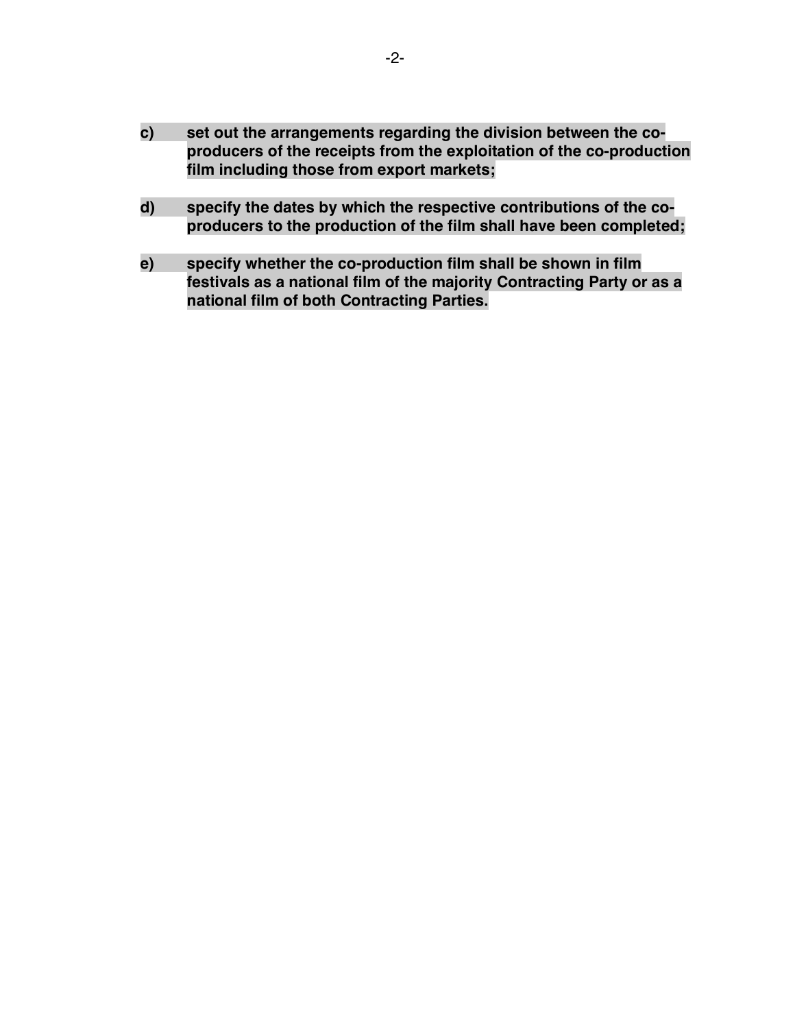**c) set out the arrangements regarding the division between the co-producers of the receipts from the exploitation of the co-production film including those from export markets;**

**d) specify the dates by which the respective contributions of the co-producers to the production of the film shall have been completed;**

**e) specify whether the co-production film shall be shown in film festivals as a national film of the majority Contracting Party or as a national film of both Contracting Parties.**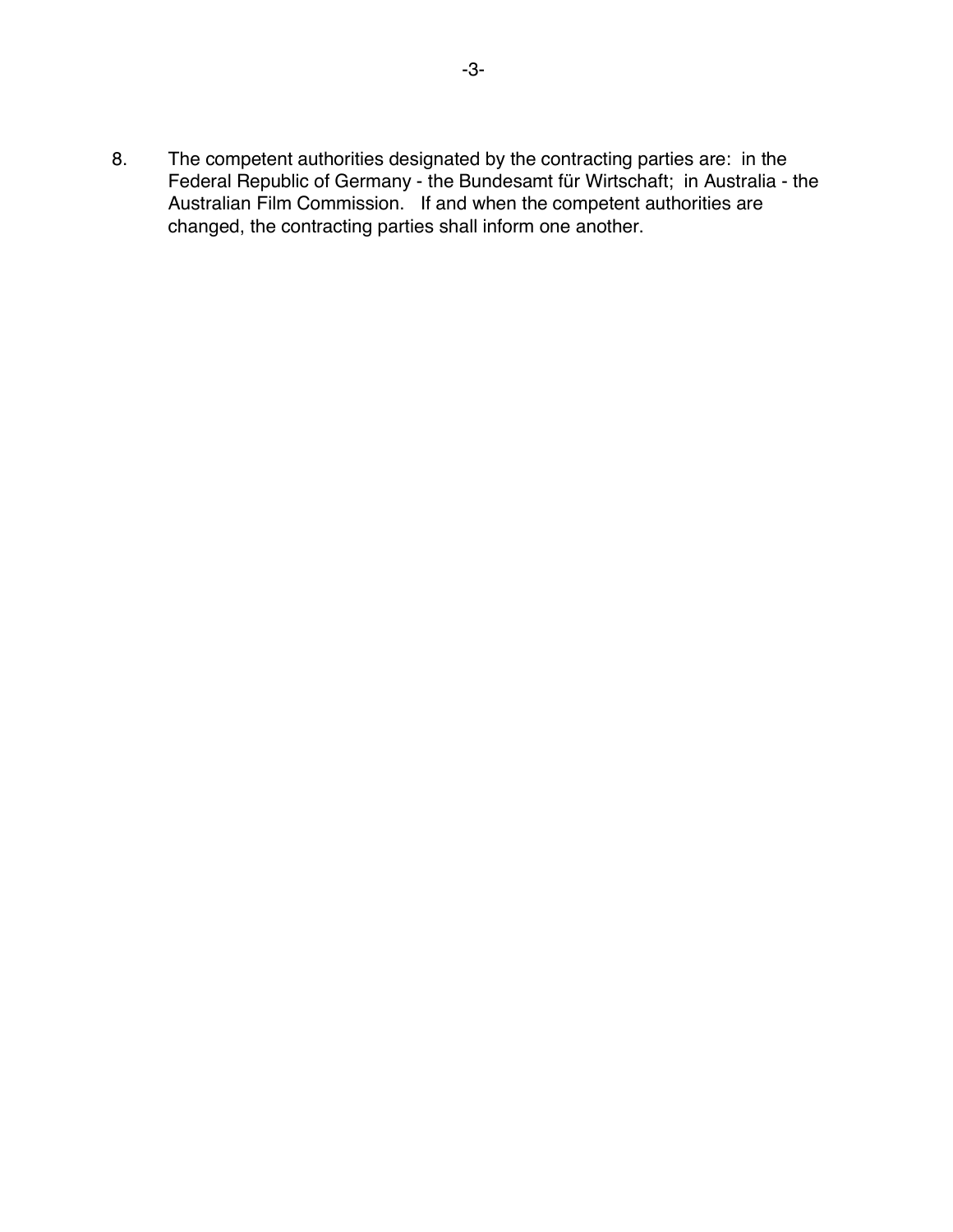8. The competent authorities designated by the contracting parties are: in the Federal Republic of Germany - the Bundesamt für Wirtschaft; in Australia - the Australian Film Commission. If and when the competent authorities are changed, the contracting parties shall inform one another.